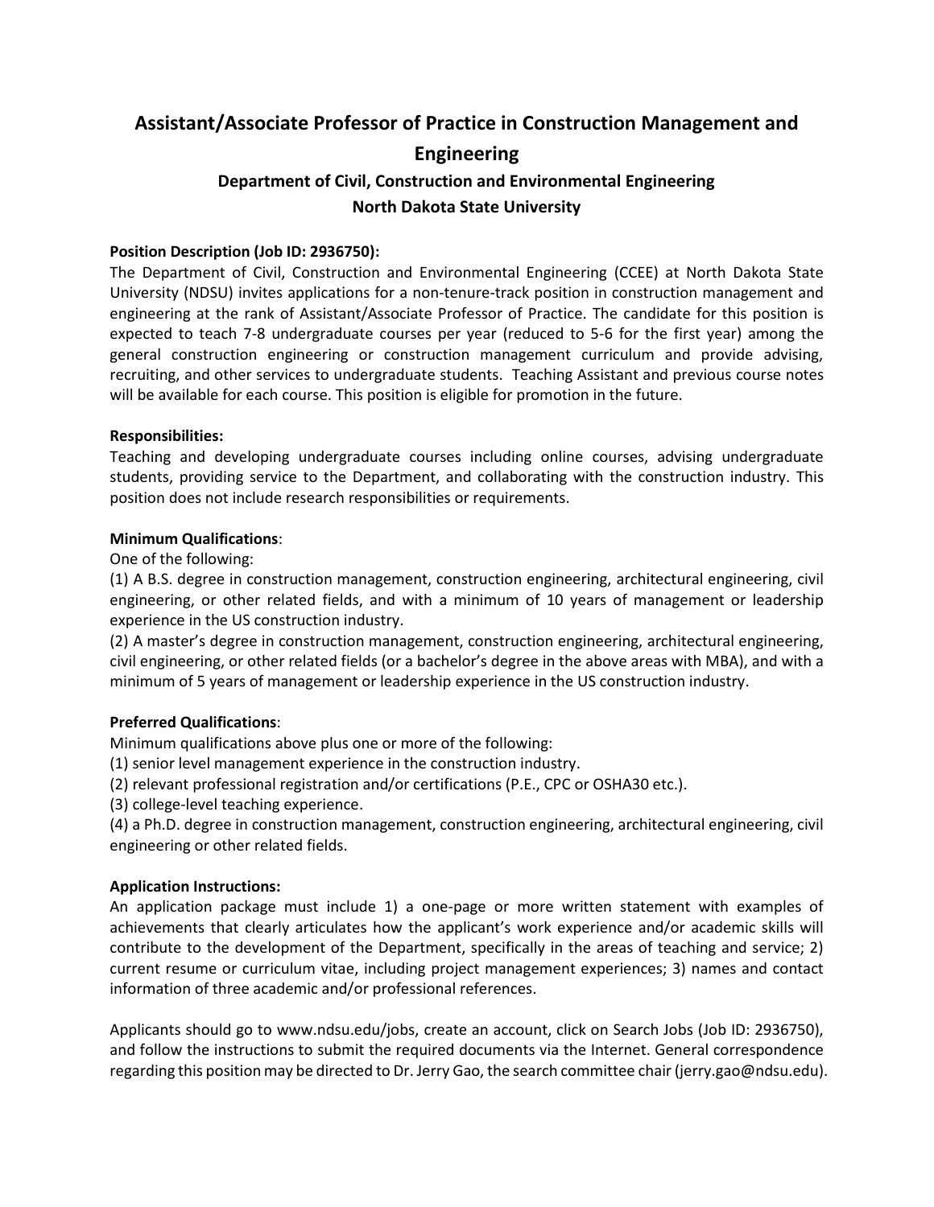# Assistant/Associate Professor of Practice in Construction Management and Engineering

## Department of Civil, Construction and Environmental Engineering

## North Dakota State University

**Position Description (Job ID: 2936750):**

The Department of Civil, Construction and Environmental Engineering (CCEE) at North Dakota State University (NDSU) invites applications for a non-tenure-track position in construction management and engineering at the rank of Assistant/Associate Professor of Practice. The candidate for this position is expected to teach 7-8 undergraduate courses per year (reduced to 5-6 for the first year) among the general construction engineering or construction management curriculum and provide advising, recruiting, and other services to undergraduate students. Teaching Assistant and previous course notes will be available for each course. This position is eligible for promotion in the future.

**Responsibilities:**

Teaching and developing undergraduate courses including online courses, advising undergraduate students, providing service to the Department, and collaborating with the construction industry. This position does not include research responsibilities or requirements.

**Minimum Qualifications**:

One of the following:

(1) A B.S. degree in construction management, construction engineering, architectural engineering, civil engineering, or other related fields, and with a minimum of 10 years of management or leadership experience in the US construction industry.

(2) A master's degree in construction management, construction engineering, architectural engineering, civil engineering, or other related fields (or a bachelor's degree in the above areas with MBA), and with a minimum of 5 years of management or leadership experience in the US construction industry.

**Preferred Qualifications**:

Minimum qualifications above plus one or more of the following:

(1) senior level management experience in the construction industry.

(2) relevant professional registration and/or certifications (P.E., CPC or OSHA30 etc.).

(3) college-level teaching experience.

(4) a Ph.D. degree in construction management, construction engineering, architectural engineering, civil engineering or other related fields.

**Application Instructions:**

An application package must include 1) a one-page or more written statement with examples of achievements that clearly articulates how the applicant's work experience and/or academic skills will contribute to the development of the Department, specifically in the areas of teaching and service; 2) current resume or curriculum vitae, including project management experiences; 3) names and contact information of three academic and/or professional references.

Applicants should go to www.ndsu.edu/jobs, create an account, click on Search Jobs (Job ID: 2936750), and follow the instructions to submit the required documents via the Internet. General correspondence regarding this position may be directed to Dr. Jerry Gao, the search committee chair (jerry.gao@ndsu.edu).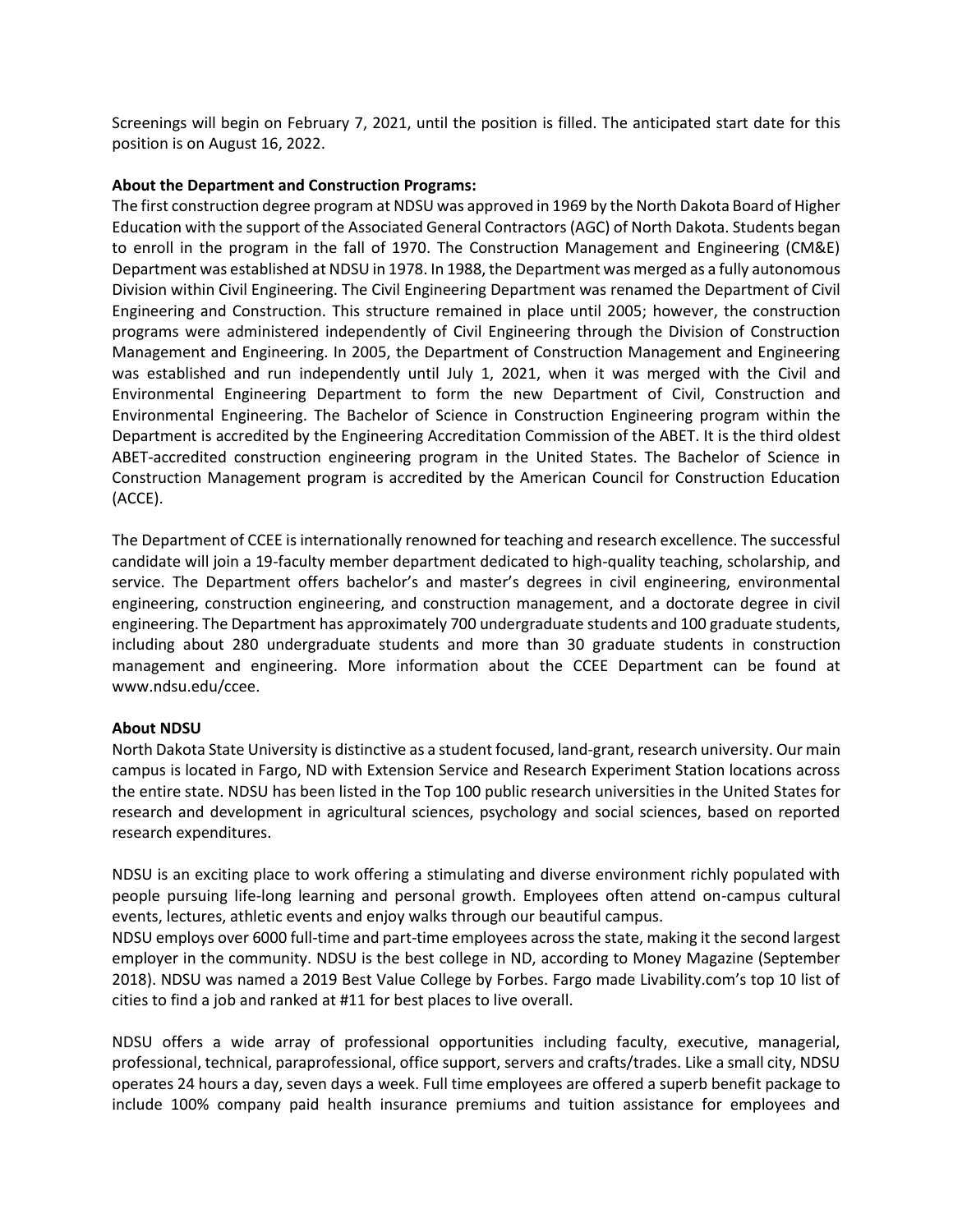Screenings will begin on February 7, 2021, until the position is filled. The anticipated start date for this position is on August 16, 2022.

**About the Department and Construction Programs:**

The first construction degree program at NDSU was approved in 1969 by the North Dakota Board of Higher Education with the support of the Associated General Contractors (AGC) of North Dakota. Students began to enroll in the program in the fall of 1970. The Construction Management and Engineering (CM&E) Department was established at NDSU in 1978. In 1988, the Department was merged as a fully autonomous Division within Civil Engineering. The Civil Engineering Department was renamed the Department of Civil Engineering and Construction. This structure remained in place until 2005; however, the construction programs were administered independently of Civil Engineering through the Division of Construction Management and Engineering. In 2005, the Department of Construction Management and Engineering was established and run independently until July 1, 2021, when it was merged with the Civil and Environmental Engineering Department to form the new Department of Civil, Construction and Environmental Engineering. The Bachelor of Science in Construction Engineering program within the Department is accredited by the Engineering Accreditation Commission of the ABET. It is the third oldest ABET-accredited construction engineering program in the United States. The Bachelor of Science in Construction Management program is accredited by the American Council for Construction Education (ACCE).

The Department of CCEE is internationally renowned for teaching and research excellence. The successful candidate will join a 19-faculty member department dedicated to high-quality teaching, scholarship, and service. The Department offers bachelor's and master's degrees in civil engineering, environmental engineering, construction engineering, and construction management, and a doctorate degree in civil engineering. The Department has approximately 700 undergraduate students and 100 graduate students, including about 280 undergraduate students and more than 30 graduate students in construction management and engineering. More information about the CCEE Department can be found at www.ndsu.edu/ccee.

**About NDSU**

North Dakota State University is distinctive as a student focused, land-grant, research university. Our main campus is located in Fargo, ND with Extension Service and Research Experiment Station locations across the entire state. NDSU has been listed in the Top 100 public research universities in the United States for research and development in agricultural sciences, psychology and social sciences, based on reported research expenditures.

NDSU is an exciting place to work offering a stimulating and diverse environment richly populated with people pursuing life-long learning and personal growth. Employees often attend on-campus cultural events, lectures, athletic events and enjoy walks through our beautiful campus.

NDSU employs over 6000 full-time and part-time employees across the state, making it the second largest employer in the community. NDSU is the best college in ND, according to Money Magazine (September 2018). NDSU was named a 2019 Best Value College by Forbes. Fargo made Livability.com's top 10 list of cities to find a job and ranked at #11 for best places to live overall.

NDSU offers a wide array of professional opportunities including faculty, executive, managerial, professional, technical, paraprofessional, office support, servers and crafts/trades. Like a small city, NDSU operates 24 hours a day, seven days a week. Full time employees are offered a superb benefit package to include 100% company paid health insurance premiums and tuition assistance for employees and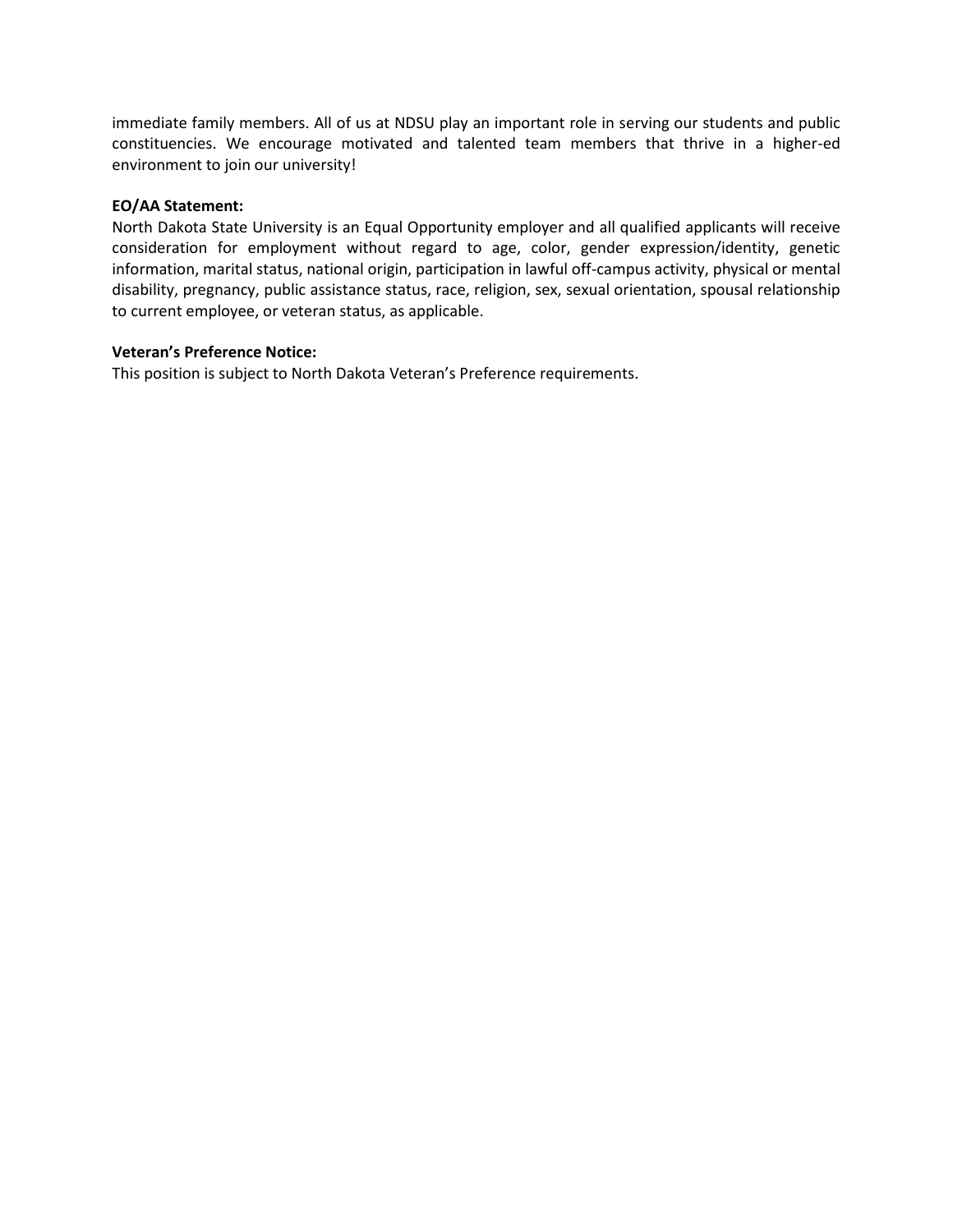immediate family members. All of us at NDSU play an important role in serving our students and public constituencies. We encourage motivated and talented team members that thrive in a higher-ed environment to join our university!

**EO/AA Statement:**

North Dakota State University is an Equal Opportunity employer and all qualified applicants will receive consideration for employment without regard to age, color, gender expression/identity, genetic information, marital status, national origin, participation in lawful off-campus activity, physical or mental disability, pregnancy, public assistance status, race, religion, sex, sexual orientation, spousal relationship to current employee, or veteran status, as applicable.

**Veteran's Preference Notice:**

This position is subject to North Dakota Veteran's Preference requirements.